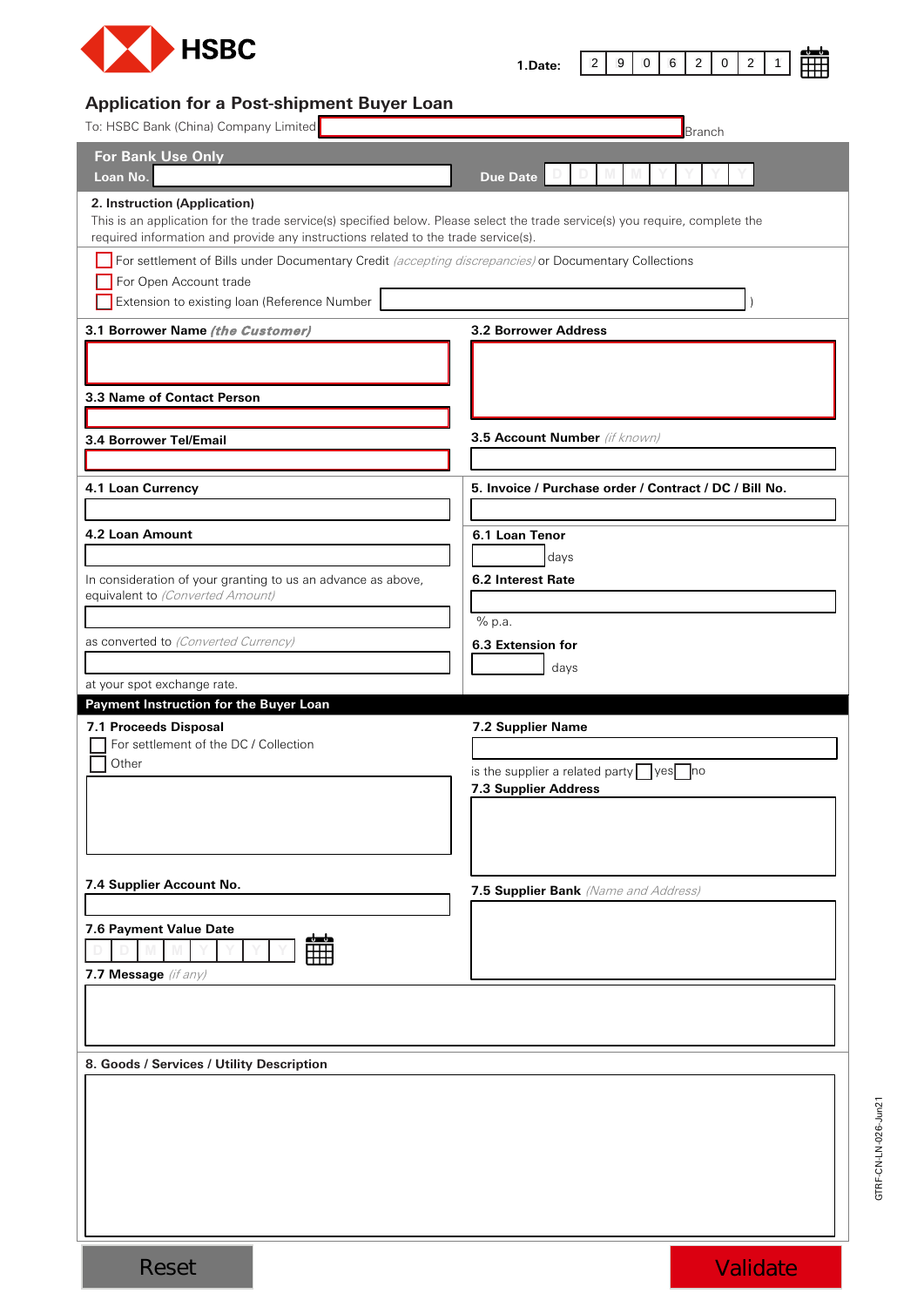HSBC

**1.Date:** 2 9 0 6 2 0 2 1

# Application for a Post-shipment Buyer Loan

To: HSBC Bank (China) Company Limited ________________ Branch

## For Bank Use Only

**Loan No.** ________________ **Due Date** D D M M Y Y Y Y

### 2. Instruction (Application)

This is an application for the trade service(s) specified below. Please select the trade service(s) you require, complete the required information and provide any instructions related to the trade service(s).

- ☐ For settlement of Bills under Documentary Credit *(accepting discrepancies)* or Documentary Collections
- ☐ For Open Account trade
- ☐ Extension to existing loan (Reference Number ________________ )

**3.1 Borrower Name** ***(the Customer)***

**3.2 Borrower Address**

**3.3 Name of Contact Person**

**3.4 Borrower Tel/Email**

**3.5 Account Number** *(if known)*

**4.1 Loan Currency**

**5. Invoice / Purchase order / Contract / DC / Bill No.**

**4.2 Loan Amount**

**6.1 Loan Tenor**

________ days

In consideration of your granting to us an advance as above, equivalent to *(Converted Amount)*

**6.2 Interest Rate**

________ % p.a.

as converted to *(Converted Currency)*

**6.3 Extension for**

________ days

at your spot exchange rate.

## Payment Instruction for the Buyer Loan

**7.1 Proceeds Disposal**

- ☐ For settlement of the DC / Collection
- ☐ Other

**7.2 Supplier Name**

is the supplier a related party ☐ yes ☐ no

**7.3 Supplier Address**

**7.4 Supplier Account No.**

**7.5 Supplier Bank** *(Name and Address)*

**7.6 Payment Value Date**

D D M M Y Y Y Y

**7.7 Message** *(if any)*

**8. Goods / Services / Utility Description**

Reset Validate

GTRF-CN-LN-026-Jun21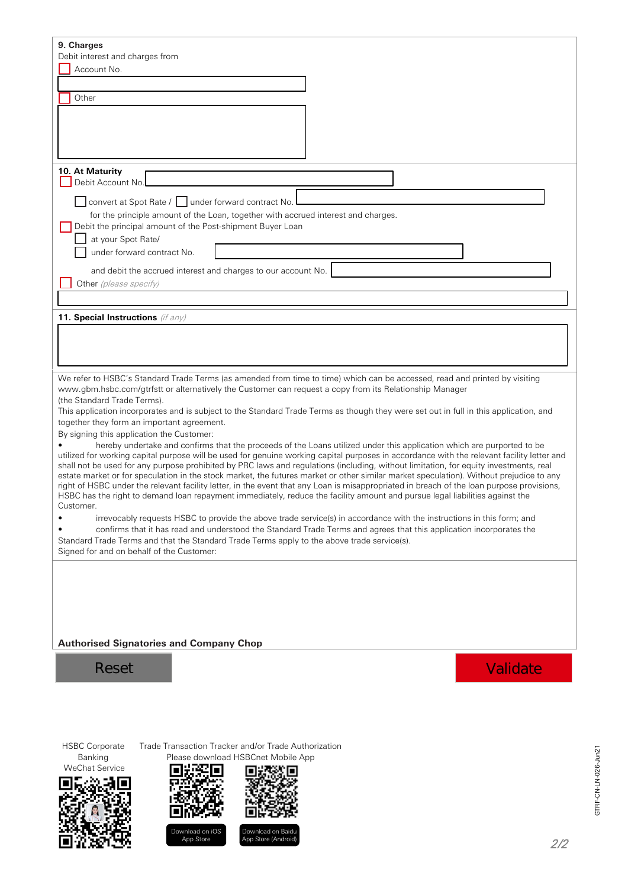**9. Charges**

Debit interest and charges from

☐ Account No.

☐ Other

**10. At Maturity**

☐ Debit Account No.

☐ convert at Spot Rate / ☐ under forward contract No.

for the principle amount of the Loan, together with accrued interest and charges.

☐ Debit the principal amount of the Post-shipment Buyer Loan

☐ at your Spot Rate/

☐ under forward contract No.

and debit the accrued interest and charges to our account No.

☐ Other *(please specify)*

**11. Special Instructions** *(if any)*

We refer to HSBC's Standard Trade Terms (as amended from time to time) which can be accessed, read and printed by visiting www.gbm.hsbc.com/gtrfstt or alternatively the Customer can request a copy from its Relationship Manager (the Standard Trade Terms).

This application incorporates and is subject to the Standard Trade Terms as though they were set out in full in this application, and together they form an important agreement.

By signing this application the Customer:

- hereby undertake and confirms that the proceeds of the Loans utilized under this application which are purported to be utilized for working capital purpose will be used for genuine working capital purposes in accordance with the relevant facility letter and shall not be used for any purpose prohibited by PRC laws and regulations (including, without limitation, for equity investments, real estate market or for speculation in the stock market, the futures market or other similar market speculation). Without prejudice to any right of HSBC under the relevant facility letter, in the event that any Loan is misappropriated in breach of the loan purpose provisions, HSBC has the right to demand loan repayment immediately, reduce the facility amount and pursue legal liabilities against the Customer.
- irrevocably requests HSBC to provide the above trade service(s) in accordance with the instructions in this form; and
- confirms that it has read and understood the Standard Trade Terms and agrees that this application incorporates the Standard Trade Terms and that the Standard Trade Terms apply to the above trade service(s).

Signed for and on behalf of the Customer:

**Authorised Signatories and Company Chop**

Reset

Validate

HSBC Corporate Banking WeChat Service

Trade Transaction Tracker and/or Trade Authorization
Please download HSBCnet Mobile App

Download on iOS App Store

Download on Baidu App Store (Android)

GTRF-CN-LN-026-Jun21